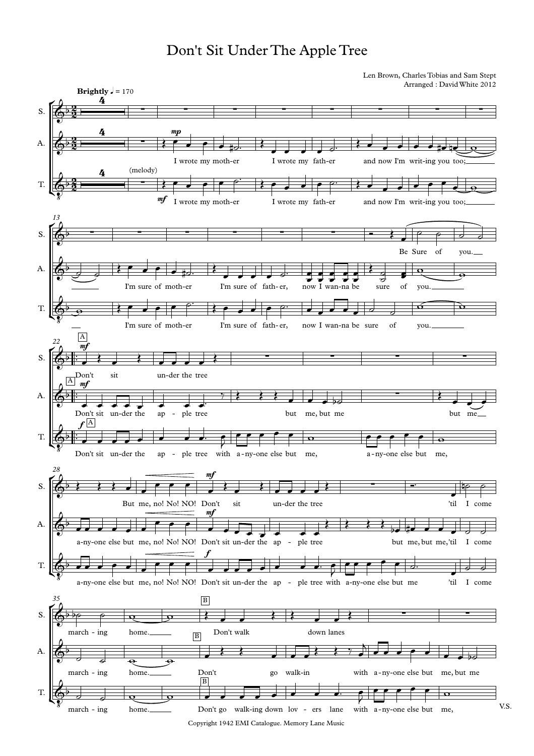# Don't Sit Under The Apple Tree

Len Brown, Charles Tobias and Sam Stept
Arranged : David White 2012

**Brightly** ♩ = 170

S.
A.
T.

(melody)

*mp* I wrote my moth-er I wrote my fath-er and now I'm writ-ing you too;

*mf* I wrote my moth-er I wrote my fath-er and now I'm writ-ing you too;

13

Be Sure of you.

I'm sure of moth-er I'm sure of fath-er, now I wan-na be sure of you.

I'm sure of moth-er I'm sure of fath-er, now I wan-na be sure of you.

22

A

*mf* Don't sit un-der the tree

*mf* Don't sit un-der the ap - ple tree but me, but me but me

*f* Don't sit un-der the ap - ple tree with a-ny-one else but me, a-ny-one else but me,

28

But me, no! No! NO! *mf* Don't sit un-der the tree 'til I come

a-ny-one else but me, no! No! NO! *mf* Don't sit un-der the ap - ple tree but me, but me,'til I come

a-ny-one else but me, no! No! NO! *f* Don't sit un-der the ap - ple tree with a-ny-one else but me 'til I come

35

B

march - ing home. Don't walk down lanes

march - ing home. Don't go walk-in with a-ny-one else but me, but me

march - ing home. Don't go walk-ing down lov - ers lane with a-ny-one else but me,

V.S.

Copyright 1942 EMI Catalogue. Memory Lane Music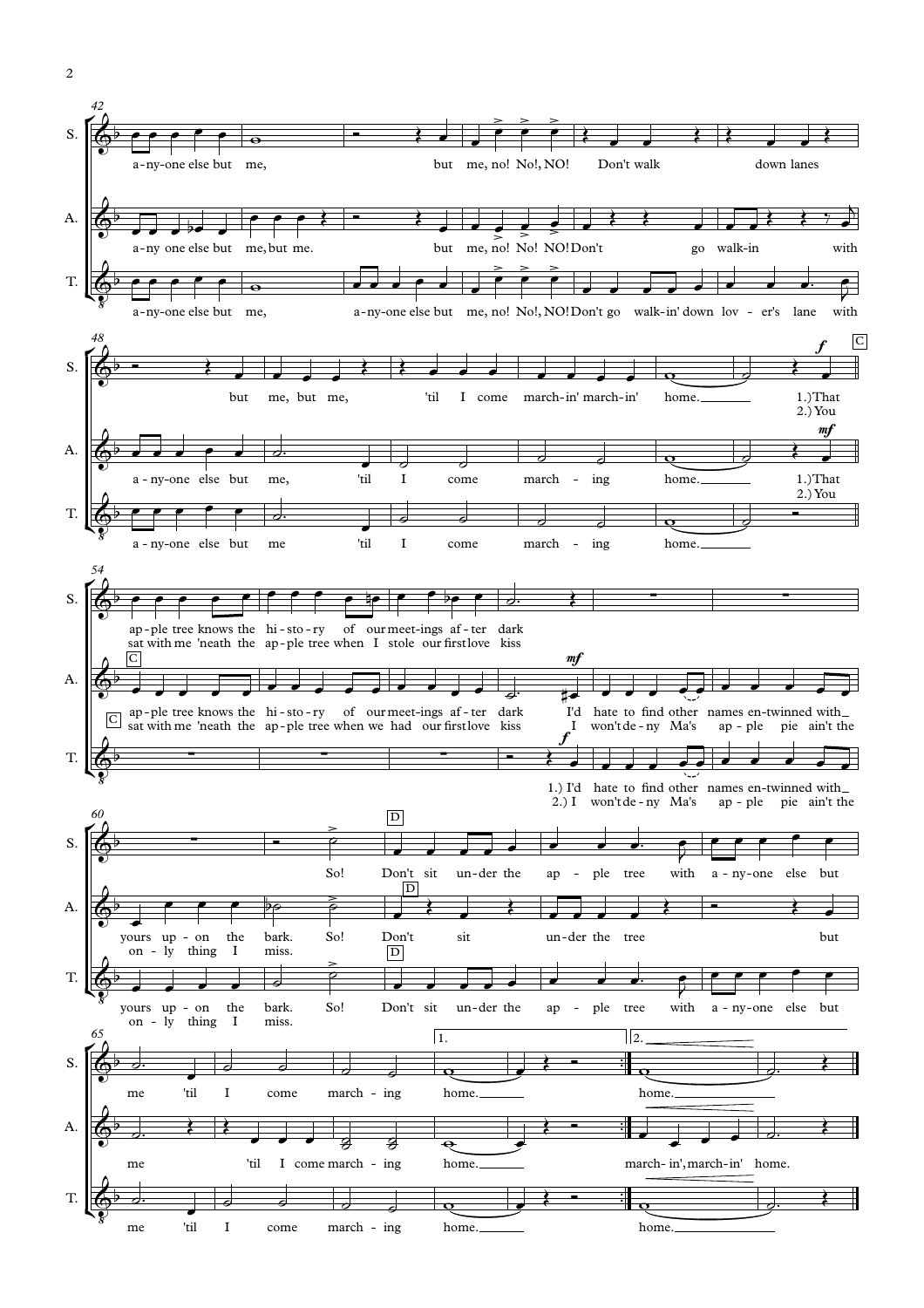**S.**
a-ny-one else but me, but me, no! No!, NO! Don't walk down lanes but me, but me, 'til I come march-in' march-in' home.

1.) That apple tree knows the history of our meetings after dark
2.) You sat with me 'neath the apple tree when I stole our first love kiss

So! Don't sit under the apple tree with anyone else but me 'til I come marching home.

1. home.
2. home.

**A.**
a-ny one else but me, but me. but me, no! No! NO! Don't go walk-in with a-ny-one else but me, 'til I come march - ing home.

1.) That apple tree knows the history of our meetings after dark I'd hate to find other names entwinned with yours upon the bark.
2.) You sat with me 'neath the apple tree when we had our first love kiss I won't deny Ma's apple pie ain't the only thing I miss.

So! Don't sit under the tree but me 'til I come march - ing home.

1. home.
2. march-in', march-in' home.

**T.**
a-ny-one else but me, a-ny-one else but me, no! No!, NO! Don't go walk-in' down lov-er's lane with a-ny-one else but me 'til I come march - ing home.

1.) I'd hate to find other names entwinned with yours upon the bark.
2.) I won't deny Ma's apple pie ain't the only thing I miss.

So! Don't sit under the apple tree with anyone else but me 'til I come march - ing home.

1. home.
2. home.